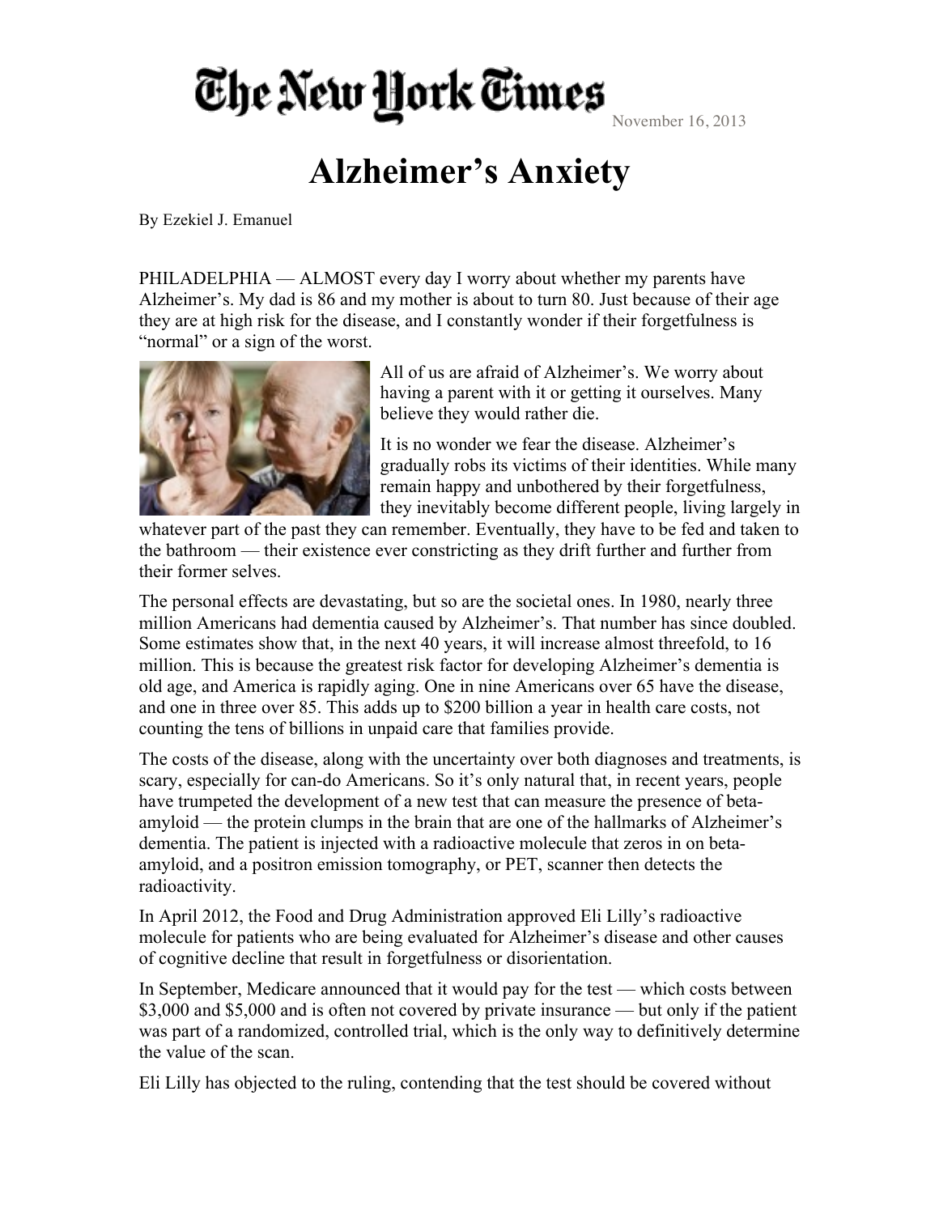The New York Times November 16, 2013

# Alzheimer's Anxiety

By Ezekiel J. Emanuel

PHILADELPHIA — ALMOST every day I worry about whether my parents have Alzheimer's. My dad is 86 and my mother is about to turn 80. Just because of their age they are at high risk for the disease, and I constantly wonder if their forgetfulness is "normal" or a sign of the worst.

All of us are afraid of Alzheimer's. We worry about having a parent with it or getting it ourselves. Many believe they would rather die.

It is no wonder we fear the disease. Alzheimer's gradually robs its victims of their identities. While many remain happy and unbothered by their forgetfulness, they inevitably become different people, living largely in whatever part of the past they can remember. Eventually, they have to be fed and taken to the bathroom — their existence ever constricting as they drift further and further from their former selves.

The personal effects are devastating, but so are the societal ones. In 1980, nearly three million Americans had dementia caused by Alzheimer's. That number has since doubled. Some estimates show that, in the next 40 years, it will increase almost threefold, to 16 million. This is because the greatest risk factor for developing Alzheimer's dementia is old age, and America is rapidly aging. One in nine Americans over 65 have the disease, and one in three over 85. This adds up to $200 billion a year in health care costs, not counting the tens of billions in unpaid care that families provide.

The costs of the disease, along with the uncertainty over both diagnoses and treatments, is scary, especially for can-do Americans. So it's only natural that, in recent years, people have trumpeted the development of a new test that can measure the presence of beta-amyloid — the protein clumps in the brain that are one of the hallmarks of Alzheimer's dementia. The patient is injected with a radioactive molecule that zeros in on beta-amyloid, and a positron emission tomography, or PET, scanner then detects the radioactivity.

In April 2012, the Food and Drug Administration approved Eli Lilly's radioactive molecule for patients who are being evaluated for Alzheimer's disease and other causes of cognitive decline that result in forgetfulness or disorientation.

In September, Medicare announced that it would pay for the test — which costs between $3,000 and $5,000 and is often not covered by private insurance — but only if the patient was part of a randomized, controlled trial, which is the only way to definitively determine the value of the scan.

Eli Lilly has objected to the ruling, contending that the test should be covered without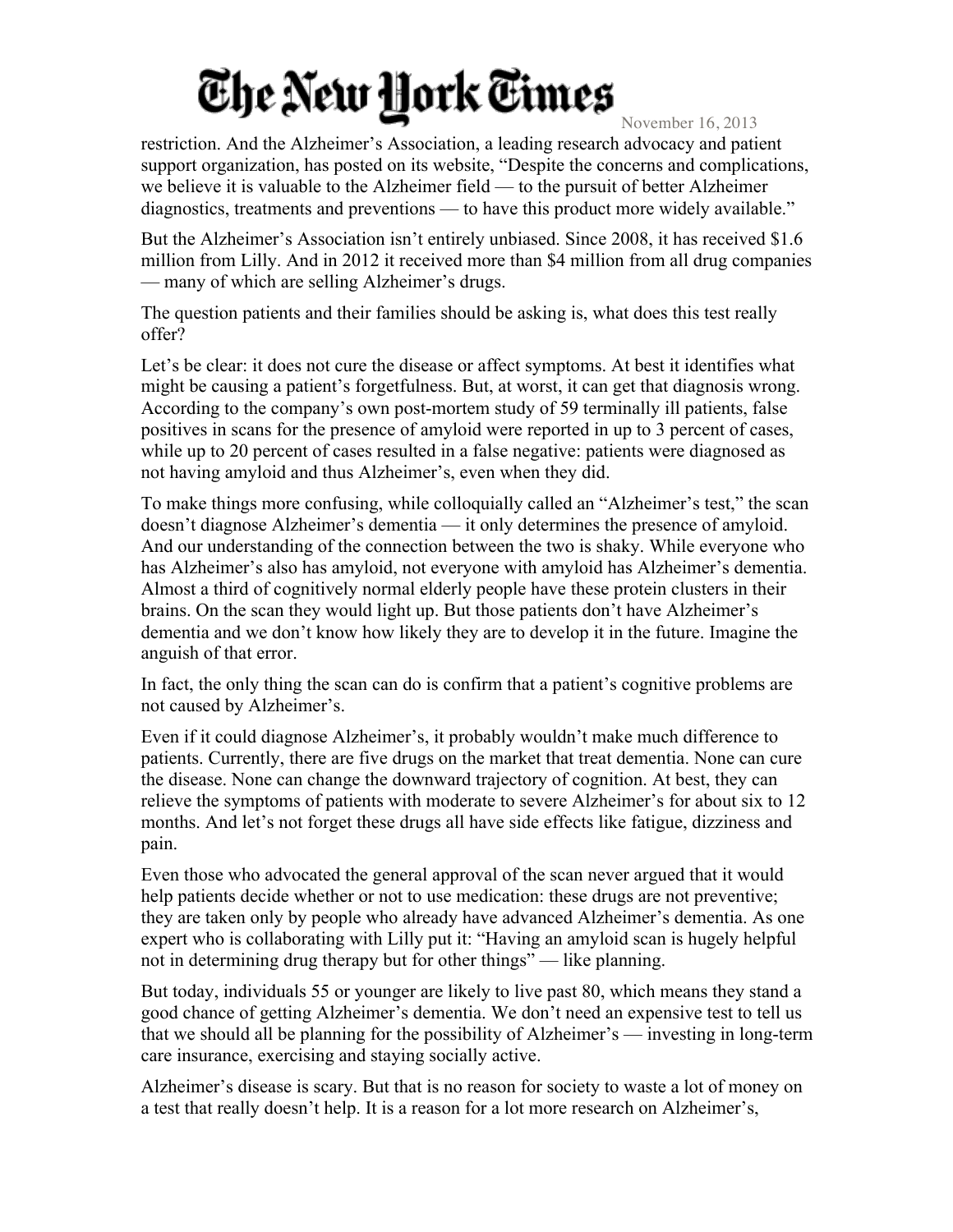restriction. And the Alzheimer's Association, a leading research advocacy and patient support organization, has posted on its website, "Despite the concerns and complications, we believe it is valuable to the Alzheimer field — to the pursuit of better Alzheimer diagnostics, treatments and preventions — to have this product more widely available."

But the Alzheimer's Association isn't entirely unbiased. Since 2008, it has received $1.6 million from Lilly. And in 2012 it received more than $4 million from all drug companies — many of which are selling Alzheimer's drugs.

The question patients and their families should be asking is, what does this test really offer?

Let's be clear: it does not cure the disease or affect symptoms. At best it identifies what might be causing a patient's forgetfulness. But, at worst, it can get that diagnosis wrong. According to the company's own post-mortem study of 59 terminally ill patients, false positives in scans for the presence of amyloid were reported in up to 3 percent of cases, while up to 20 percent of cases resulted in a false negative: patients were diagnosed as not having amyloid and thus Alzheimer's, even when they did.

To make things more confusing, while colloquially called an "Alzheimer's test," the scan doesn't diagnose Alzheimer's dementia — it only determines the presence of amyloid. And our understanding of the connection between the two is shaky. While everyone who has Alzheimer's also has amyloid, not everyone with amyloid has Alzheimer's dementia. Almost a third of cognitively normal elderly people have these protein clusters in their brains. On the scan they would light up. But those patients don't have Alzheimer's dementia and we don't know how likely they are to develop it in the future. Imagine the anguish of that error.

In fact, the only thing the scan can do is confirm that a patient's cognitive problems are not caused by Alzheimer's.

Even if it could diagnose Alzheimer's, it probably wouldn't make much difference to patients. Currently, there are five drugs on the market that treat dementia. None can cure the disease. None can change the downward trajectory of cognition. At best, they can relieve the symptoms of patients with moderate to severe Alzheimer's for about six to 12 months. And let's not forget these drugs all have side effects like fatigue, dizziness and pain.

Even those who advocated the general approval of the scan never argued that it would help patients decide whether or not to use medication: these drugs are not preventive; they are taken only by people who already have advanced Alzheimer's dementia. As one expert who is collaborating with Lilly put it: "Having an amyloid scan is hugely helpful not in determining drug therapy but for other things" — like planning.

But today, individuals 55 or younger are likely to live past 80, which means they stand a good chance of getting Alzheimer's dementia. We don't need an expensive test to tell us that we should all be planning for the possibility of Alzheimer's — investing in long-term care insurance, exercising and staying socially active.

Alzheimer's disease is scary. But that is no reason for society to waste a lot of money on a test that really doesn't help. It is a reason for a lot more research on Alzheimer's,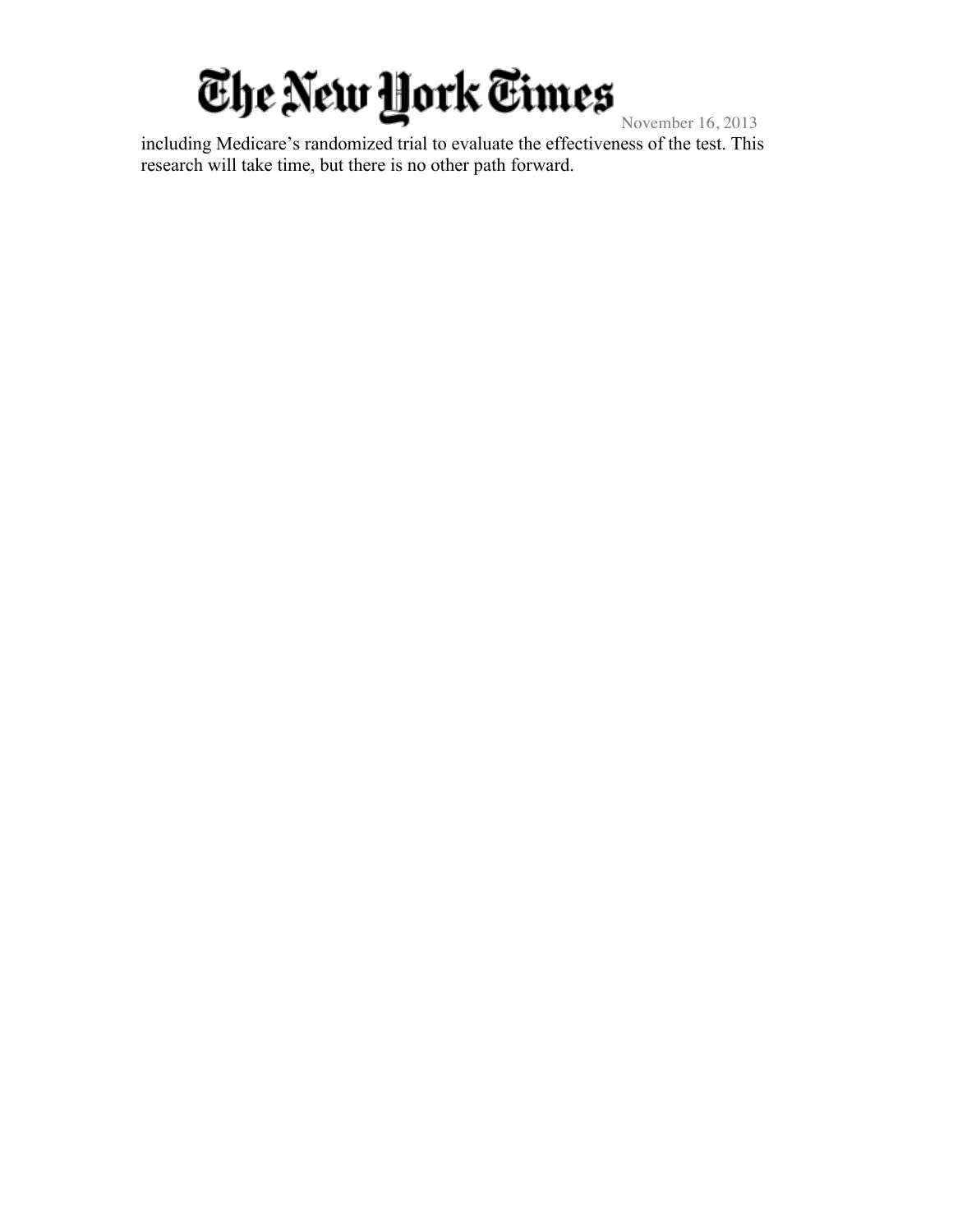including Medicare’s randomized trial to evaluate the effectiveness of the test. This research will take time, but there is no other path forward.